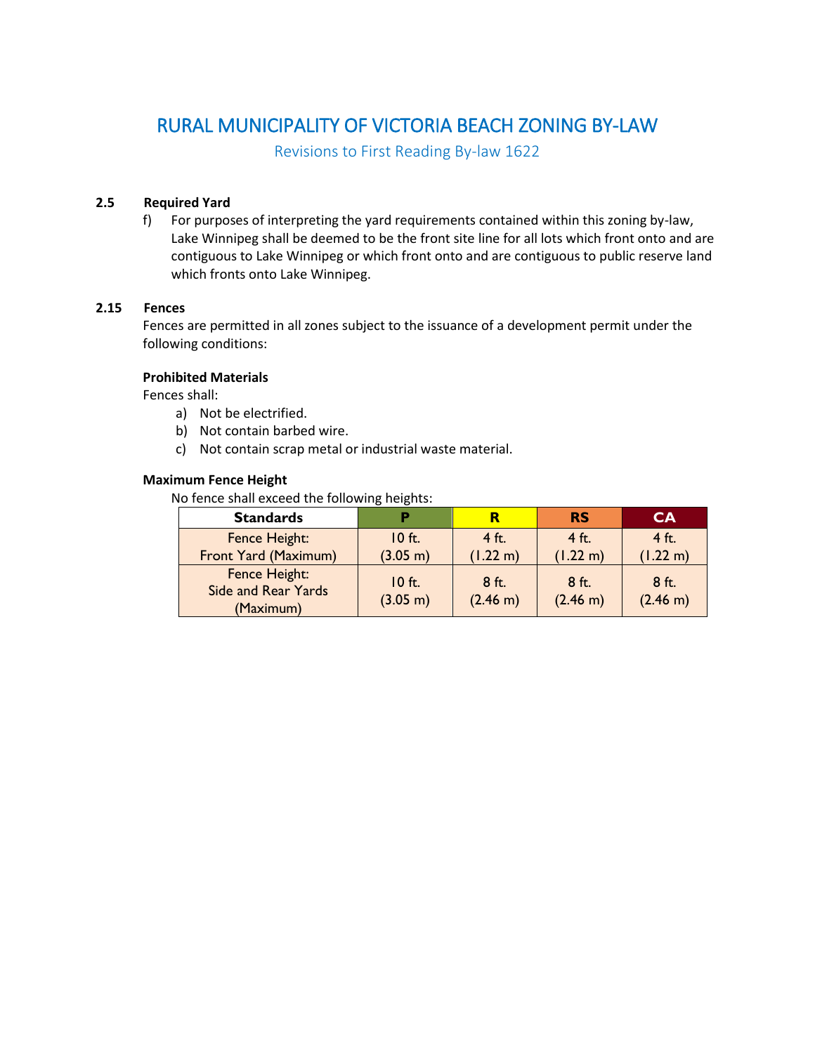# RURAL MUNICIPALITY OF VICTORIA BEACH ZONING BY-LAW

Revisions to First Reading By-law 1622

### 2.5 Required Yard

f) For purposes of interpreting the yard requirements contained within this zoning by-law, Lake Winnipeg shall be deemed to be the front site line for all lots which front onto and are contiguous to Lake Winnipeg or which front onto and are contiguous to public reserve land which fronts onto Lake Winnipeg.

### 2.15 Fences

Fences are permitted in all zones subject to the issuance of a development permit under the following conditions:

**Prohibited Materials**

Fences shall:

a) Not be electrified.
b) Not contain barbed wire.
c) Not contain scrap metal or industrial waste material.

**Maximum Fence Height**

No fence shall exceed the following heights:

| Standards | P | R | RS | CA |
|---|---|---|---|---|
| Fence Height: Front Yard (Maximum) | 10 ft. (3.05 m) | 4 ft. (1.22 m) | 4 ft. (1.22 m) | 4 ft. (1.22 m) |
| Fence Height: Side and Rear Yards (Maximum) | 10 ft. (3.05 m) | 8 ft. (2.46 m) | 8 ft. (2.46 m) | 8 ft. (2.46 m) |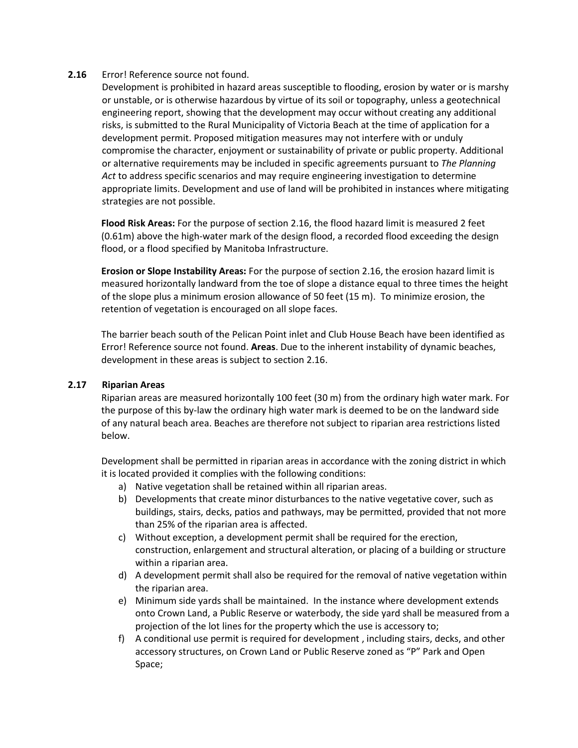**2.16** Error! Reference source not found.

Development is prohibited in hazard areas susceptible to flooding, erosion by water or is marshy or unstable, or is otherwise hazardous by virtue of its soil or topography, unless a geotechnical engineering report, showing that the development may occur without creating any additional risks, is submitted to the Rural Municipality of Victoria Beach at the time of application for a development permit. Proposed mitigation measures may not interfere with or unduly compromise the character, enjoyment or sustainability of private or public property. Additional or alternative requirements may be included in specific agreements pursuant to *The Planning Act* to address specific scenarios and may require engineering investigation to determine appropriate limits. Development and use of land will be prohibited in instances where mitigating strategies are not possible.

**Flood Risk Areas:** For the purpose of section 2.16, the flood hazard limit is measured 2 feet (0.61m) above the high-water mark of the design flood, a recorded flood exceeding the design flood, or a flood specified by Manitoba Infrastructure.

**Erosion or Slope Instability Areas:** For the purpose of section 2.16, the erosion hazard limit is measured horizontally landward from the toe of slope a distance equal to three times the height of the slope plus a minimum erosion allowance of 50 feet (15 m). To minimize erosion, the retention of vegetation is encouraged on all slope faces.

The barrier beach south of the Pelican Point inlet and Club House Beach have been identified as Error! Reference source not found. **Areas**. Due to the inherent instability of dynamic beaches, development in these areas is subject to section 2.16.

**2.17 Riparian Areas**

Riparian areas are measured horizontally 100 feet (30 m) from the ordinary high water mark. For the purpose of this by-law the ordinary high water mark is deemed to be on the landward side of any natural beach area. Beaches are therefore not subject to riparian area restrictions listed below.

Development shall be permitted in riparian areas in accordance with the zoning district in which it is located provided it complies with the following conditions:

a) Native vegetation shall be retained within all riparian areas.
b) Developments that create minor disturbances to the native vegetative cover, such as buildings, stairs, decks, patios and pathways, may be permitted, provided that not more than 25% of the riparian area is affected.
c) Without exception, a development permit shall be required for the erection, construction, enlargement and structural alteration, or placing of a building or structure within a riparian area.
d) A development permit shall also be required for the removal of native vegetation within the riparian area.
e) Minimum side yards shall be maintained. In the instance where development extends onto Crown Land, a Public Reserve or waterbody, the side yard shall be measured from a projection of the lot lines for the property which the use is accessory to;
f) A conditional use permit is required for development , including stairs, decks, and other accessory structures, on Crown Land or Public Reserve zoned as "P" Park and Open Space;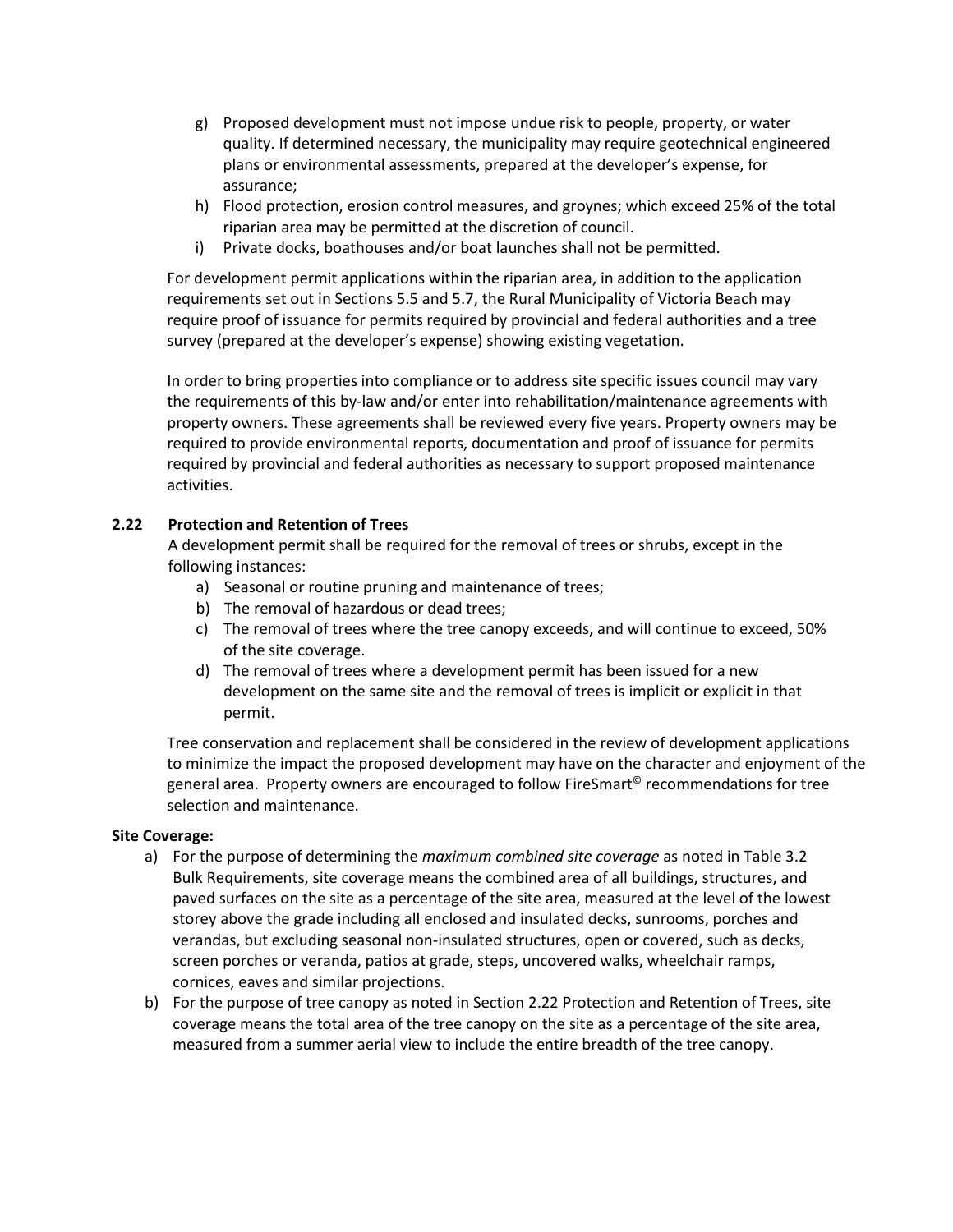g) Proposed development must not impose undue risk to people, property, or water quality. If determined necessary, the municipality may require geotechnical engineered plans or environmental assessments, prepared at the developer's expense, for assurance;
h) Flood protection, erosion control measures, and groynes; which exceed 25% of the total riparian area may be permitted at the discretion of council.
i) Private docks, boathouses and/or boat launches shall not be permitted.

For development permit applications within the riparian area, in addition to the application requirements set out in Sections 5.5 and 5.7, the Rural Municipality of Victoria Beach may require proof of issuance for permits required by provincial and federal authorities and a tree survey (prepared at the developer's expense) showing existing vegetation.

In order to bring properties into compliance or to address site specific issues council may vary the requirements of this by-law and/or enter into rehabilitation/maintenance agreements with property owners. These agreements shall be reviewed every five years. Property owners may be required to provide environmental reports, documentation and proof of issuance for permits required by provincial and federal authorities as necessary to support proposed maintenance activities.

### 2.22 Protection and Retention of Trees

A development permit shall be required for the removal of trees or shrubs, except in the following instances:

a) Seasonal or routine pruning and maintenance of trees;
b) The removal of hazardous or dead trees;
c) The removal of trees where the tree canopy exceeds, and will continue to exceed, 50% of the site coverage.
d) The removal of trees where a development permit has been issued for a new development on the same site and the removal of trees is implicit or explicit in that permit.

Tree conservation and replacement shall be considered in the review of development applications to minimize the impact the proposed development may have on the character and enjoyment of the general area. Property owners are encouraged to follow FireSmart© recommendations for tree selection and maintenance.

**Site Coverage:**

a) For the purpose of determining the *maximum combined site coverage* as noted in Table 3.2 Bulk Requirements, site coverage means the combined area of all buildings, structures, and paved surfaces on the site as a percentage of the site area, measured at the level of the lowest storey above the grade including all enclosed and insulated decks, sunrooms, porches and verandas, but excluding seasonal non-insulated structures, open or covered, such as decks, screen porches or veranda, patios at grade, steps, uncovered walks, wheelchair ramps, cornices, eaves and similar projections.
b) For the purpose of tree canopy as noted in Section 2.22 Protection and Retention of Trees, site coverage means the total area of the tree canopy on the site as a percentage of the site area, measured from a summer aerial view to include the entire breadth of the tree canopy.